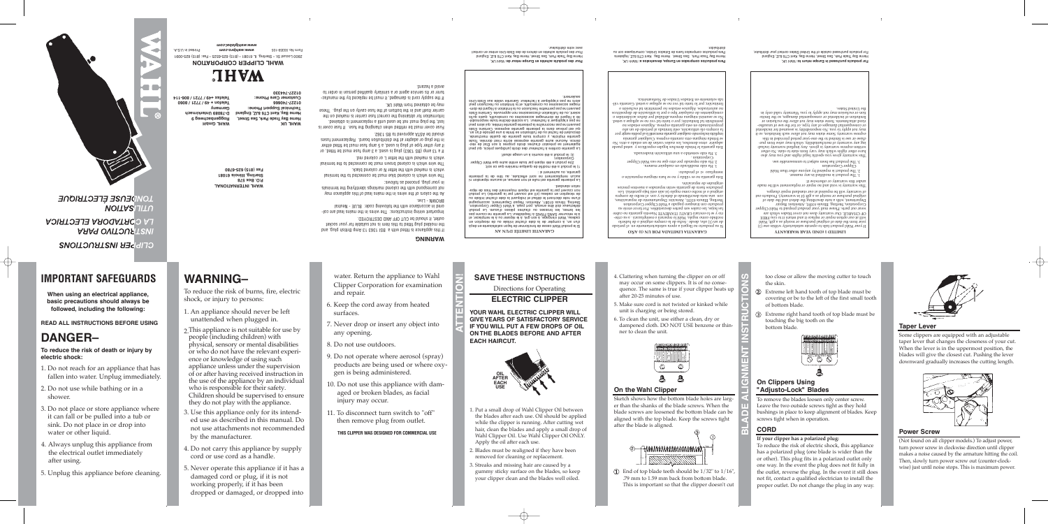# IMPORTANT SAFEGUARDS

**When using an electrical appliance, basic precautions should always be followed, including the following:**

**READ ALL INSTRUCTIONS BEFORE USING**

## DANGER–

**To reduce the risk of death or injury by electric shock:**

1. Do not reach for an appliance that has fallen into water. Unplug immediately.
2. Do not use while bathing or in a shower.
3. Do not place or store appliance where it can fall or be pulled into a tub or sink. Do not place in or drop into water or other liquid.
4. Always unplug this appliance from the electrical outlet immediately after using.
5. Unplug this appliance before cleaning.

## WARNING–

To reduce the risk of burns, fire, electric shock, or injury to persons:

1. An appliance should never be left unattended when plugged in.
2. This appliance is not suitable for use by people (including children) with physical, sensory or mental disabilities or who do not have the relevant experience or knowledge of using such appliance unless under the supervision of or after having received instruction in the use of the appliance by an individual who is responsible for their safety. Children should be supervised to ensure they do not play with the appliance.
3. Use this appliance only for its intended use as described in this manual. Do not use attachments not recommended by the manufacturer.
4. Do not carry this appliance by supply cord or use cord as a handle.
5. Never operate this appliance if it has a damaged cord or plug, if it is not working properly, if it has been dropped or damaged, or dropped into water. Return the appliance to Wahl Clipper Corporation for examination and repair.
6. Keep the cord away from heated surfaces.
7. Never drop or insert any object into any opening.
8. Do not use outdoors.
9. Do not operate where aerosol (spray) products are being used or where oxygen is being administered.
10. Do not use this appliance with damaged or broken blades, as facial injury may occur.
11. To disconnect turn switch to "off" then remove plug from outlet.

**THIS CLIPPER WAS DESIGNED FOR COMMERCIAL USE**

# ATTENTION!

## SAVE THESE INSTRUCTIONS

Directions for Operating

## ELECTRIC CLIPPER

**YOUR WAHL ELECTRIC CLIPPER WILL GIVE YEARS OF SATISFACTORY SERVICE IF YOU WILL PUT A FEW DROPS OF OIL ON THE BLADES BEFORE AND AFTER EACH HAIRCUT.**

OIL AFTER EACH USE

1. Put a small drop of Wahl Clipper Oil between the blades after each use. Oil should be applied while the clipper is running. After cutting wet hair, clean the blade and apply a small drop of Wahl Clipper Oil. Use Wahl Clipper Oil ONLY. Apply the oil after each use.
2. Blades must be realigned if they have been removed for cleaning or replacement.
3. Streaks and missing hair are caused by a gummy sticky surface on the blades, so keep your clipper clean and the blades well oiled.
4. Clattering when turning the clipper on or off may occur on some clippers. It is of no consequence. The same is true if your clipper heats up after 20-25 minutes of use.
5. Make sure cord is not twisted or kinked while unit is charging or being stored.
6. To clean the unit, use either a clean, dry or dampened cloth. DO NOT USE benzene or thinner to clean the unit.

# BLADE ALIGNMENT INSTRUCTIONS

### On the Wahl Clipper

Sketch shows how the bottom blade holes are larger than the shanks of the blade screws. When the blade screws are loosened the bottom blade can be aligned with the top blade. Keep the screws tight after the blade is aligned.

① End of top blade teeth should be 1/32" to 1/16", .79 mm to 1.59 mm back from bottom blade. This is important so that the clipper doesn't cut too close or allow the moving cutter to touch the skin.

② Extreme left hand tooth of top blade must be covering or be to the left of the first small tooth of bottom blade.

③ Extreme right hand tooth of top blade must be touching the big tooth on the bottom blade.

### On Clippers Using "Adjusto-Lock" Blades

To remove the blades loosen only center screw. Leave the two outside screws tight as they hold bushings in place to keep alignment of blades. Keep screws tight when in operation.

### CORD

**If your clipper has a polarized plug:**

To reduce the risk of electric shock, this appliance has a polarized plug (one blade is wider than the other). This plug fits in a polarized outlet only one way. In the event the plug does not fit fully in the outlet, reverse the plug. In the event it still does not fit, contact a qualified electrician to install the proper outlet. Do not change the plug in any way.

### Taper Lever

Some clippers are equipped with an adjustable taper lever that changes the closeness of your cut. When the lever is in the uppermost position, the blades will give the closest cut. Pushing the lever downward gradually increases the cutting length.

### Power Screw

(Not found on all clipper models.) To adjust power, turn power screw in clockwise direction until clipper makes a noise caused by the armature hitting the coil. Then, slowly turn power screw out (counter-clockwise) just until noise stops. This is maximum power.

---

# CLIPPER INSTRUCTIONS

# INSTRUCTIVO PARA LA CORTADORA ELECTRICA

# UTILISATION TONDEUSE ELECTRIQUE

# WAHL®

**WARNING**

If this appliance is fitted with a BS1 1363 13 Amp British plug and the moulding plug fitted to this item is not suitable for your socket outlet, it should be CUT OFF AND DESTROYED.

Important wiring instructions: The wires in the mains lead are coloured in accordance with the following code: BLUE - Neutral BROWN - Live.

As the colors of the wires in the mains lead of this appliance may not correspond with the colored markings identifying the terminals in your plug, proceed as follows:

The wire which is colored blue must be connected to the terminal which is marked with the letter N or colored black.

The wire which is colored brown must be connected to the terminal which is marked with the letter L or colored red.

If a 13 amp (BS 1363) plug is used, a 3 amp fuse must be fitted, or if any other type of plug is used, a 5 amp fuse must be fitted either in the plug or adapter or the distribution board. Replacement fuses should be ASTA approved to BS 1362.

Fuse cover must be refitted when changing the fuse. If fuse cover is lost, the plug must not be used until a replacement is obtained. Information for obtaining the correct fuse carrier is marked on the carrier itself and in the bottom of the fuse cavity on the plug. These may be obtained from Wahl UK.

If the supply cord is damaged, it must be replaced by the manufacturer or its service agent or a similarly qualified person in order to avoid a hazard.

**WAHL INTERNATIONAL**
P.O. Box 578
Sterling, Illinois 61081
Fax (815) 625-6780

**WAHL UK**
Herne Bay Trade Park, Sea Street,
Herne Bay Kent CT6 8JZ, England
01227-740066
Customer Care Phone:
01227-744330

**WAHL GmbH**
Roggenbachstrasse 6
D-78089 Unterkirnach
Germany
Technical Support Phone:
Telefon +49 / 7721 / 8060
Telefax +49 / 7721 / 806-114

# WAHL

**WAHL CLIPPER CORPORATION**

2900 Locust St. • Sterling, Il 61081 • (815) 625-6525 • Fax: (815) 625-0081

Form No. 93058-105 Printed in U.S.A.

*www.wahlpro.com*
*www.wahlglobal.com*

**GARANTIE LIMITÉE D'UN AN**

Si ce produit Wahl cesse de fonctionner de façon satisfaisante en deçà d'un an à compter de la date d'achat initial en raison d'un défaut de matériel ou de fabrication, Wahl s'engage, à son gré, à le réparer ou le remplacer GRATUITEMENT. La garantie ne couvre pas les lames, les boîtes ou les pièces ayant fait l'objet d'une usure normale. Retournez le produit port payé à Wahl Clipper Corporation, Sterling, Illinois 61081, Attention: Repair Department. Accompagnez-le d'une description du défaut et d'une preuve de la date d'achat initial. Les produits achetés sans garantie ou dont la garantie a expiré seront réparés à un coût raisonnable. Cette garantie exclut tous les dommages indirects ou accessoires résultant de l'utilisation de ce produit, ou des dommages découlant de l'utilisation du produit à des fins autres que celles prévues. Cette garantie vous confère des droits juridiques spécifiques, et vous pouvez jouir d'autres droits qui varient d'un État à l'autre. Aucune autre garantie expresse, à l'exception de la présente garantie, ne s'applique à ce produit. Toute garantie implicite, y compris une garantie de qualité marchande ou d'aptitude à un usage particulier, est limitée à la durée de la présente garantie. Certains États ne permettent pas l'exclusion ou la limitation des dommages indirects ou accessoires, de sorte que la limitation ou l'exclusion qui précède pourrait ne pas s'appliquer à vous. La présente garantie est nulle si:

1) le produit a été modifié de quelque manière que ce soit;
2) le produit a été réparé par toute autre entité que Wahl Clipper Corporation.

Pour les produits achetés en Europe retour de: Wahl UK, Herne Bay Trade Park, Sea Street, Herne Bay Kent CT6 8JZ, England
Pour des produits achetés en dehors des États-Unis entrez en contact avec votre distributeur.

**GARANTIA LIMITADA POR UN (1) AÑO**

Si su producto no llegara a operar satisfactoriamente en el período de un (1) año desde la fecha de compra original a causa de defecto de materiales o de mano de obra, Wahl lo reparará o reemplazará, a su criterio, SIN CARGO. Esta garantía no cubre desgaste normal de las cuchillas, las cajas o las partes. Envíe el producto con porte pagado a Wahl Clipper Corporation, Sterling, Illinois 61081, Attention: Repair Department, con una descripción del defecto y la fecha de compra original. Los productos comprados sin garantía o después de que ésta haya vencido serán reparados a cargos razonables. Esta garantía no cubre daños accidentales o resultantes, ni daños por uso inadecuado del producto. Esta garantía le da derechos legales específicos y usted puede tener otros derechos que varían de estado a estado. No se brinda otra garantía expresa aparte de esta garantía. Cualquier garantía implícita, incluyendo cualquier garantía de comerciabilidad o aptitud para un fin particular, está limitada a la duración de esta garantía. Algunos estados no permiten la exclusión o limitación de daños accidentales o resultantes, por lo que la limitación anterior puede no aplicarse a usted. Esta garantía no es válida si se ha hecho alguna reparación o modificación al producto:

1. Si el producto ha sido modificado de cualquier manera.
2. Si el producto ha sido reparado por alguien que no sea Wahl Clipper Corporation.

Para productos comprados en Europa, devuélvalos a: Wahl UK, Herne Bay Trade Park, Sea Street, Herne Bay Kent CT6 8JZ, Inglaterra
Para los productos comprados fuera de los Estados Unidos, comuníquese con su distribuidor.

**LIMITED 1 ONE) YEAR WARRANTY**

If your Wahl product fails to operate satisfactorily within one (1) year from the date of original purchase or receipt as a gift, Wahl will at our option repair or replace it and return it to you FREE OF CHARGE. This warranty does not cover blades which are worn out parts. Please mail your product prepaid to Wahl Clipper Corporation, Sterling, Illinois 61081, Attention: Repair Department, along with a note describing the defect and the date of original purchase or receipt as a gift (if in warranty). Products out of warranty will be repaired at our standard repair charges.

This warranty is void and no repair or replacement will be made under this warranty if:

1. The product has been subject to unreasonable use.
2. The product is repaired by anyone other than Wahl.
3. The product is modified in any manner.

The warranty gives you specific legal rights and you may also have other rights which vary from state to state. No other express warranty is applicable to this product. Any implied warranty including any warranty of merchantability or fitness for a particular purpose is limited to the one year period provided in this warranty. Some states do not allow limitations on how long an implied warranty lasts, so the above limitation may not apply to you. No responsibility is assumed for incidental or consequential damages of any type, or for the use of unsuitable attachments. Some states do not allow the exclusion or limitation of incidental or consequential damages, so the above limitation or exclusion may not apply to you. This Warranty valid only in the United States.

For products purchased in Europe return to: Wahl UK, Herne Bay Trade Park, Sea Street, Herne Bay Kent CT6 8JZ, England
For products purchased outside of the United States contact your distributor.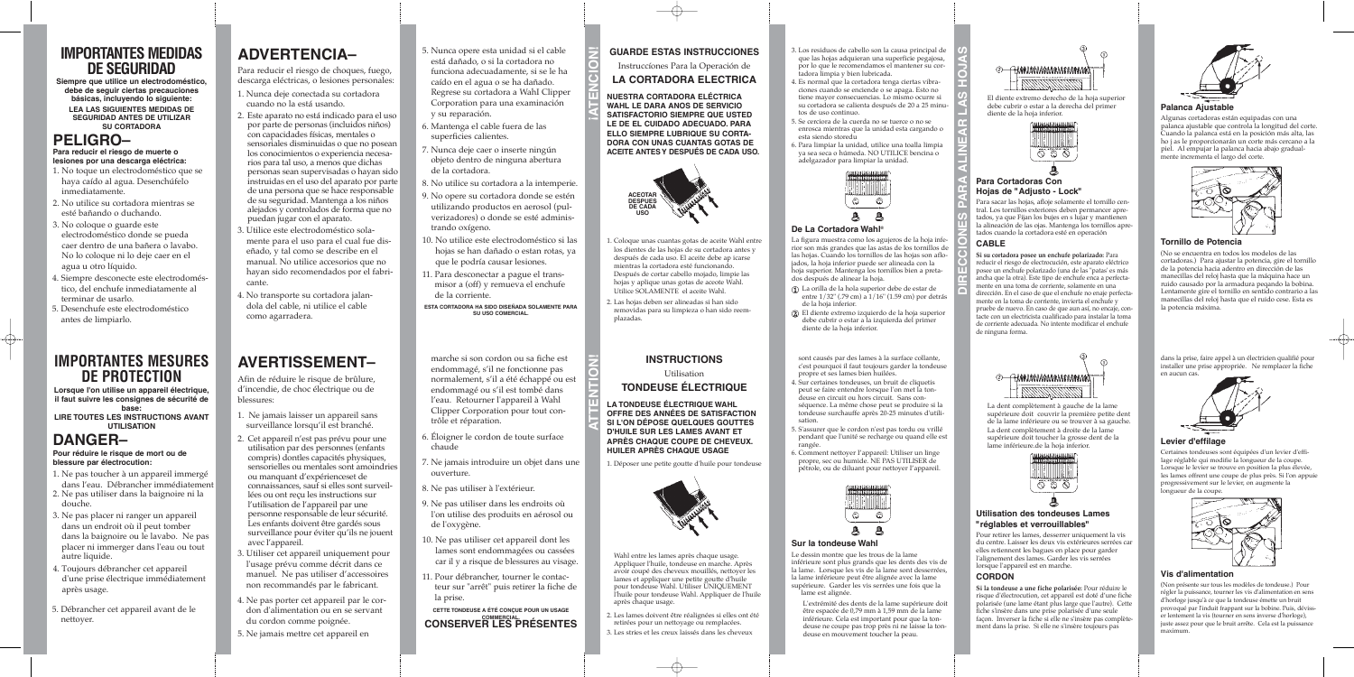# IMPORTANTES MEDIDAS DE SEGURIDAD

**Siempre que utilice un electrodoméstico, debe de seguir ciertas precauciones básicas, incluyendo lo siguiente:**

**LEA LAS SIGUIENTES MEDIDAS DE SEGURIDAD ANTES DE UTILIZAR SU CORTADORA**

## PELIGRO–

**Para reducir el riesgo de muerte o lesiones por una descarga eléctrica:**

1. No toque un electrodoméstico que se haya caído al agua. Desenchúfelo inmediatamente.
2. No utilice su cortadora mientras se esté bañando o duchando.
3. No coloque o guarde este electrodoméstico donde se pueda caer dentro de una bañera o lavabo. No lo coloque ni lo deje caer en el agua u otro líquido.
4. Siempre desconecte este electrodoméstico, del enchufe inmediatamente al terminar de usarlo.
5. Desenchufe este electrodoméstico antes de limpiarlo.

## ADVERTENCIA–

Para reducir el riesgo de choques, fuego, descarga eléctricas, o lesiones personales:

1. Nunca deje conectada su cortadora cuando no la está usando.
2. Este aparato no está indicado para el uso por parte de personas (incluidos niños) con capacidades físicas, mentales o sensoriales disminuidas o que no posean los conocimientos o experiencia necesarios para tal uso, a menos que dichas personas sean supervisadas o hayan sido instruidas en el uso del aparato por parte de una persona que se hace responsable de su seguridad. Mantenga a los niños alejados y controlados de forma que no puedan jugar con el aparato.
3. Utilice este electrodoméstico solamente para el uso para el cual fue diseñado, y tal como se describe en el manual. No utilice accesorios que no hayan sido recomendados por el fabricante.
4. No transporte su cortadora jalandola del cable, ni utilice el cable como agarradera.
5. Nunca opere esta unidad si el cable está dañado, o si la cortadora no funciona adecuadamente, si se le ha caído en el agua o se ha dañado. Regrese su cortadora a Wahl Clipper Corporation para una examinación y su reparación.
6. Mantenga el cable fuera de las superficies calientes.
7. Nunca deje caer o inserte ningún objeto dentro de ninguna abertura de la cortadora.
8. No utilice su cortadora a la intemperie.
9. No opere su cortadora donde se estén utilizando productos en aerosol (pulverizadores) o donde se esté administrando oxígeno.
10. No utilice este electrodoméstico si las hojas se han dañado o estan rotas, ya que le podría causar lesiones.
11. Para desconectar a pague el transmisor a (off) y remueva el enchufe de la corriente.

**ESTA CORTADORA HA SIDO DISEÑADA SOLAMENTE PARA SU USO COMERCIAL.**

**¡ATENCION!**

## GUARDE ESTAS INSTRUCCIONES

Instrucciones Para la Operación de

## LA CORTADORA ELECTRICA

**NUESTRA CORTADORA ELÉCTRICA WAHL LE DARA ANOS DE SERVICIO SATISFACTORIO SIEMPRE QUE USTED LE DE EL CUIDADO ADECUADO. PARA ELLO SIEMPRE LUBRIQUE SU CORTADORA CON UNAS CUANTAS GOTAS DE ACEITE ANTES Y DESPUÉS DE CADA USO.**

ACEOTAR DESPUES DE CADA USO

1. Coloque unas cuantas gotas de aceite Wahl entre los dientes de las hojas de su cortadora antes y después de cada uso. El aceite debe ap icarse mientras la cortadora esté funcionando. Después de cortar cabello mojado, limpie las hojas y aplique unas gotas de aceote Wahl. Utilice SOLAMENTE el aceite Wahl.
2. Las hojas deben ser alineadas si han sido removidas para su limpieza o han sido reemplazadas.
3. Los residuos de cabello son la causa principal de que las hojas adquieran una superficie pegajosa, por lo que le recomendamos el mantener su cortadora limpia y bien lubricada.
4. Es normal que la cortadora tenga ciertas vibraciones cuando se enciende o se apaga. Esto no tiene mayor consecuencias. Lo mismo ocurre si su cortadora se calienta después de 20 a 25 minutos de uso continuo.
5. Se cerciora de la cuerda no se tuerce o no se enrosca mientras que la unidad esta cargando o esta siendo storedu
6. Para limpiar la unidad, utilice una toalla limpia ya sea seca o húmeda. NO UTILICE bencina o adelgazador para limpiar la unidad.

### De La Cortadora Wahl®

La figura muestra como los agujeros de la hoja inferior son más grandes que las astas de los tornillos de las hojas. Cuando los tornillos de las hojas son aflojados, la hoja inferior puede ser alineada con la hoja superior. Mantenga los tornillos bien a pretados después de alinear la hoja.

① La orilla de la hola superior debe de estar de entre 1/32" (.79 cm) a 1/16" (1.59 cm) por detrás de la hoja inferior.

② El diente extremo izquierdo de la hoja superior debe cubrir o estar a la izquierda del primer diente de la hoja inferior.

**DIRECCIONES PARA ALINEAR LAS HOJAS**

El diente extremo derecho de la hoja superior debe cubrir o estar a la derecha del primer diente de la hoja inferior.

### Para Cortadoras Con Hojas de "Adjusto - Lock"

Para sacar las hojas, afloje solamente el tornillo central. Los tornillos exteriores deben permancer apretados, ya que Fijan los bujes en s lujar y mantienen la alineación de las ojas. Mantenga los tornillos apretados cuando la cortadora esté en operación

### CABLE

**Si su cortadora posee un enchufe polarizado:** Para reducir el riesgo de electrocución, este aparato eléctrico posee un enchufe polarizado (una de las "patas' es más ancha que la otra). Este tipo de enchufe enca a perfectamente en una toma de corriente, solamente en una dirección. En el caso de que el enchufe no enaje perfectamente en la toma de corriente, invierta el enchufe y pruebe de nuevo. En caso de que aun así, no encaje, contacte con un electricista cualificado para instalar la toma de corriente adecuada. No intente modificar el enchufe de ninguna forma.

### Palanca Ajustable

Algunas cortadoras están equipadas con una palanca ajustable que controla la longitud del corte. Cuando la palanca está en la posición más alta, las ho j as le proporcionarán un corte más cercano a la piel. Al empujar la palanca hacia abajo gradualmente incrementa el largo del corte.

### Tornillo de Potencia

(No se encuentra en todos los modelos de las cortadoras.) Para ajustar la potencia, gire el tornillo de la potencia hacia adentro en dirección de las manecillas del reloj hasta que la máquina hace un ruido causado por la armadura pegando la bobina. Lentamente gire el tornillo en sentido contrario a las manecillas del reloj hasta que el ruido cese. Esta es la potencia máxima.

# IMPORTANTES MESURES DE PROTECTION

**Lorsque l'on utilise un appareil électrique, il faut suivre les consignes de sécurité de base:**

**LIRE TOUTES LES INSTRUCTIONS AVANT UTILISATION**

## DANGER–

**Pour réduire le risque de mort ou de blessure par électrocution:**

1. Ne pas toucher à un appareil immergé dans l'eau. Débrancher immédiatement
2. Ne pas utiliser dans la baignoire ni la douche.
3. Ne pas placer ni ranger un appareil dans un endroit où il peut tomber dans la baignoire ou le lavabo. Ne pas placer ni immerger dans l'eau ou tout autre liquide.
4. Toujours débrancher cet appareil d'une prise électrique immédiatement après usage.
5. Débrancher cet appareil avant de le nettoyer.

## AVERTISSEMENT–

Afin de réduire le risque de brûlure, d'incendie, de choc électrique ou de blessures:

1. Ne jamais laisser un appareil sans surveillance lorsqu'il est branché.
2. Cet appareil n'est pas prévu pour une utilisation par des personnes (enfants compris) dontles capacités physiques, sensorielles ou mentales sont amoindries ou manquant d'expérienceet de connaissances, sauf si elles sont surveillées ou ont reçu les instructions sur l'utilisation de l'appareil par une personne responsable de leur sécurité. Les enfants doivent être gardés sous surveillance pour éviter qu'ils ne jouent avec l'appareil.
3. Utiliser cet appareil uniquement pour l'usage prévu comme décrit dans ce manuel. Ne pas utiliser d'accessoires non recommandés par le fabricant.
4. Ne pas porter cet appareil par le cordon d'alimentation ou en se servant du cordon comme poignée.
5. Ne jamais mettre cet appareil en marche si son cordon ou sa fiche est endommagé, s'il ne fonctionne pas normalement, s'il a été échappé ou est endommagé ou s'il est tombé dans l'eau. Retourner l'appareil à Wahl Clipper Corporation pour tout contrôle et réparation.
6. Éloigner le cordon de toute surface chaude
7. Ne jamais introduire un objet dans une ouverture.
8. Ne pas utiliser à l'extérieur.
9. Ne pas utiliser dans les endroits où l'on utilise des produits en aérosol ou de l'oxygène.
10. Ne pas utiliser cet appareil dont les lames sont endommagées ou cassées car il y a risque de blessures au visage.
11. Pour débrancher, tourner le contacteur sur "arrêt" puis retirer la fiche de la prise.

**CETTE TONDEUSE A ÉTÉ CONÇUE POUR UN USAGE COMMERCIAL.**

## CONSERVER LES PRÉSENTES

**ATTENTION!**

## INSTRUCTIONS

Utilisation

## TONDEUSE ÉLECTRIQUE

**LA TONDEUSE ÉLECTRIQUE WAHL OFFRE DES ANNÉES DE SATISFACTION SI L'ON DÉPOSE QUELQUES GOUTTES D'HUILE SUR LES LAMES AVANT ET APRÈS CHAQUE COUPE DE CHEVEUX. HUILER APRÈS CHAQUE USAGE**

1. Déposer une petite goutte d'huile pour tondeuse Wahl entre les lames après chaque usage. Appliquer l'huile, tondeuse en marche. Après avoir coupé des cheveux mouillés, nettoyer les lames et appliquer une petite goutte d'huile pour tondeuse Wahl. Utiliser UNIQUEMENT l'huile pour tondeuse Wahl. Appliquer de l'huile après chaque usage.
2. Les lames doivent être réalignées si elles ont été retirées pour un nettoyage ou remplacées.
3. Les stries et les creux laissés dans les cheveux sont causés par des lames à la surface collante, c'est pourquoi il faut toujours garder la tondeuse propre et ses lames bien huilées.
4. Sur certaines tondeuses, un bruit de cliquetis peut se faire entendre lorsque l'on met la tondeuse en circuit ou hors circuit. Sans conséquence. La même chose peut se produire si la tondeuse surchauffe après 20-25 minutes d'utilisation.
5. S'assurer que le cordon n'est pas tordu ou vrillé pendant que l'unité se recharge ou quand elle est rangée.
6. Comment nettoyer l'appareil: Utiliser un linge propre, sec ou humide. NE PAS UTILISER de pétrole, ou de diluant pour nettoyer l'appareil.

### Sur la tondeuse Wahl

Le dessin montre que les trous de la lame inférieure sont plus grands que les dents des vis de la lame. Lorsque les vis de la lame sont desserrées, la lame inférieure peut être alignée avec la lame supérieure. Garder les vis serrées une fois que la lame est alignée.

L'extrémité des dents de la lame supérieure doit être espacée de 0,79 mm à 1,59 mm de la lame inférieure. Cela est important pour que la tondeuse ne coupe pas trop près ni ne laisse la tondeuse en mouvement toucher la peau.

La dent complètement à gauche de la lame supérieure doit couvrir la première petite dent de la lame inférieure ou se trouver à sa gauche. La dent complètement à droite de la lame supérieure doit toucher la grosse dent de la lame inférieure de la hoja inferior.

### Utilisation des tondeuses Lames "réglables et verrouillables"

Pour retirer les lames, desserrer uniquement la vis du centre. Laisser les deux vis extérieures serrées car elles retiennent les bagues en place pour garder l'alignement des lames. Garder les vis serrées lorsque l'appareil est en marche.

### CORDON

**Si la tondeuse a une fiche polarisée:** Pour réduire le risque d'électrocution, cet appareil est doté d'une fiche polarisée (une lame étant plus large que l'autre). Cette fiche s'insère dans une prise polarisée d'une seule façon. Inverser la fiche si elle ne s'insère pas complètement dans la prise. Si elle ne s'insère toujours pas dans la prise, faire appel à un électricien qualifié pour installer une prise appropriée. Ne remplacer la fiche en aucun cas.

### Levier d'effilage

Certaines tondeuses sont équipées d'un levier d'effilage réglable qui modifie la longueur de la coupe. Lorsque le levier se trouve en position la plus élevée, les lames offrent une coupe de plus près. Si l'on appuie progressivement sur le levier, on augmente la longueur de la coupe.

### Vis d'alimentation

(Non présente sur tous les modèles de tondeuse.) Pour régler la puissance, tourner les vis d'alimentation en sens d'horloge jusqu'à ce que la tondeuse émette un bruit provoqué par l'induit frappant sur la bobine. Puis, dévisser lentement la vis (tourner en sens inverse d'horloge), juste assez pour que le bruit arrête. Cela est la puissance maximum.